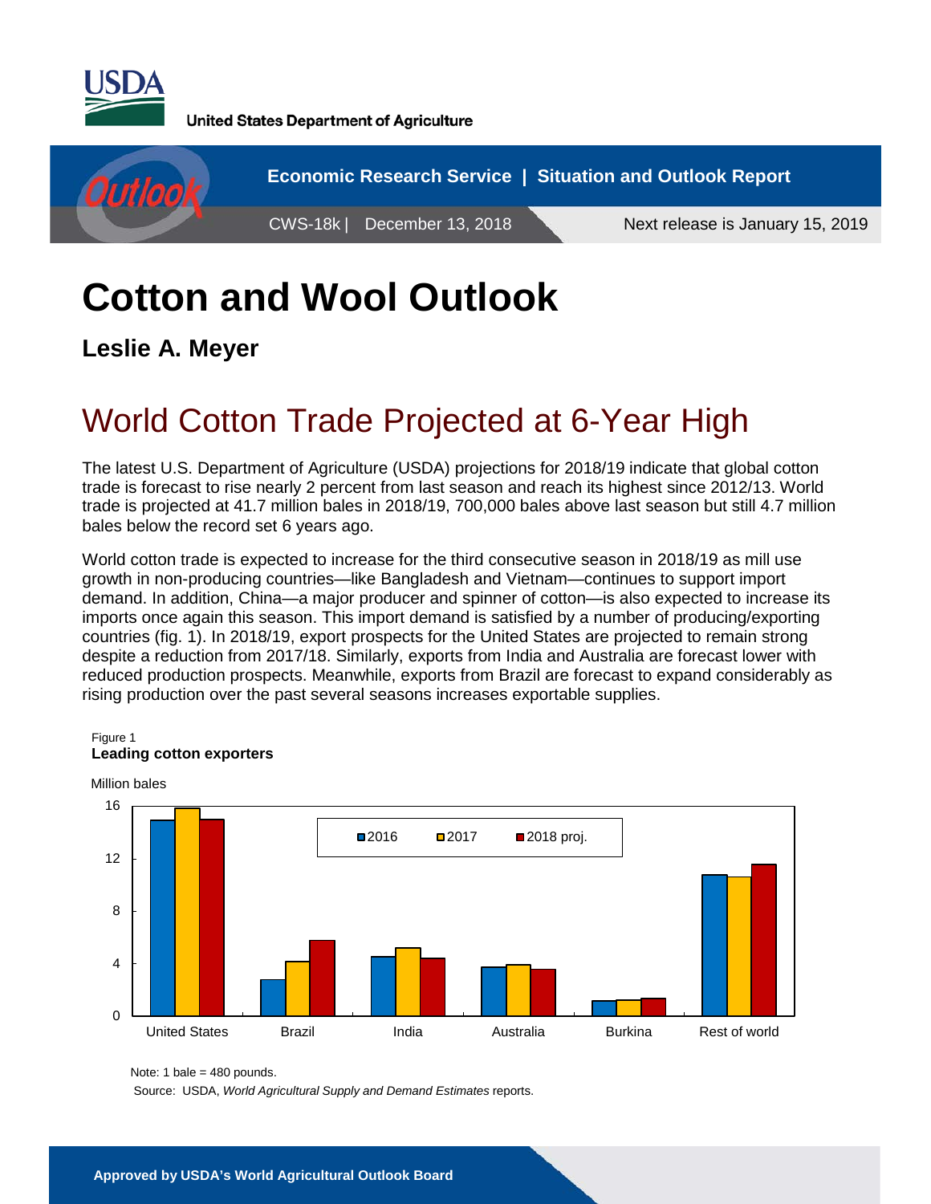United States Department of Agriculture

Economic Research Service | Situation and Outlook Report

CWS-18k | December 13, 2018 Next release is January 15, 2019

# Cotton and Wool Outlook

**Leslie A. Meyer**

## World Cotton Trade Projected at 6-Year High

The latest U.S. Department of Agriculture (USDA) projections for 2018/19 indicate that global cotton trade is forecast to rise nearly 2 percent from last season and reach its highest since 2012/13. World trade is projected at 41.7 million bales in 2018/19, 700,000 bales above last season but still 4.7 million bales below the record set 6 years ago.

World cotton trade is expected to increase for the third consecutive season in 2018/19 as mill use growth in non-producing countries—like Bangladesh and Vietnam—continues to support import demand. In addition, China—a major producer and spinner of cotton—is also expected to increase its imports once again this season. This import demand is satisfied by a number of producing/exporting countries (fig. 1). In 2018/19, export prospects for the United States are projected to remain strong despite a reduction from 2017/18. Similarly, exports from India and Australia are forecast lower with reduced production prospects. Meanwhile, exports from Brazil are forecast to expand considerably as rising production over the past several seasons increases exportable supplies.

Figure 1
**Leading cotton exporters**

Million bales

| | 2016 | 2017 | 2018 proj. |
|---|---|---|---|
| United States | 14.9 | 15.8 | 15.0 |
| Brazil | 2.8 | 4.2 | 5.8 |
| India | 4.5 | 5.2 | 4.4 |
| Australia | 3.7 | 3.9 | 3.6 |
| Burkina | 1.2 | 1.2 | 1.3 |
| Rest of world | 10.8 | 10.6 | 11.6 |

Note: 1 bale = 480 pounds.
Source: USDA, *World Agricultural Supply and Demand Estimates* reports.

**Approved by USDA's World Agricultural Outlook Board**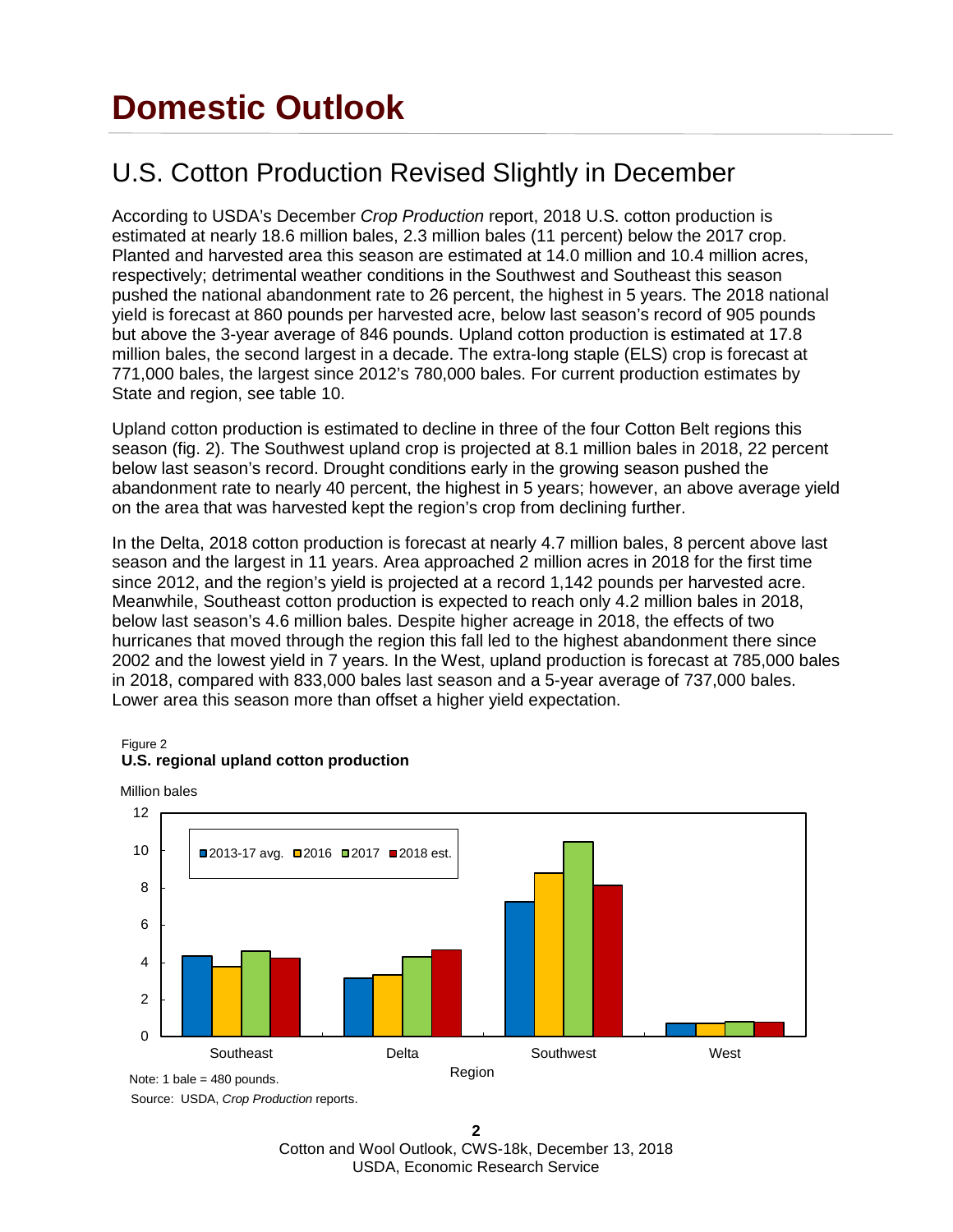# Domestic Outlook

## U.S. Cotton Production Revised Slightly in December

According to USDA's December *Crop Production* report, 2018 U.S. cotton production is estimated at nearly 18.6 million bales, 2.3 million bales (11 percent) below the 2017 crop. Planted and harvested area this season are estimated at 14.0 million and 10.4 million acres, respectively; detrimental weather conditions in the Southwest and Southeast this season pushed the national abandonment rate to 26 percent, the highest in 5 years. The 2018 national yield is forecast at 860 pounds per harvested acre, below last season's record of 905 pounds but above the 3-year average of 846 pounds. Upland cotton production is estimated at 17.8 million bales, the second largest in a decade. The extra-long staple (ELS) crop is forecast at 771,000 bales, the largest since 2012's 780,000 bales. For current production estimates by State and region, see table 10.

Upland cotton production is estimated to decline in three of the four Cotton Belt regions this season (fig. 2). The Southwest upland crop is projected at 8.1 million bales in 2018, 22 percent below last season's record. Drought conditions early in the growing season pushed the abandonment rate to nearly 40 percent, the highest in 5 years; however, an above average yield on the area that was harvested kept the region's crop from declining further.

In the Delta, 2018 cotton production is forecast at nearly 4.7 million bales, 8 percent above last season and the largest in 11 years. Area approached 2 million acres in 2018 for the first time since 2012, and the region's yield is projected at a record 1,142 pounds per harvested acre. Meanwhile, Southeast cotton production is expected to reach only 4.2 million bales in 2018, below last season's 4.6 million bales. Despite higher acreage in 2018, the effects of two hurricanes that moved through the region this fall led to the highest abandonment there since 2002 and the lowest yield in 7 years. In the West, upland production is forecast at 785,000 bales in 2018, compared with 833,000 bales last season and a 5-year average of 737,000 bales. Lower area this season more than offset a higher yield expectation.

Figure 2
**U.S. regional upland cotton production**

Million bales

| Region | 2013-17 avg. | 2016 | 2017 | 2018 est. |
|---|---|---|---|---|
| Southeast | ~4.3 | ~3.8 | ~4.6 | ~4.2 |
| Delta | ~3.1 | ~3.3 | ~4.3 | ~4.7 |
| Southwest | ~7.2 | ~8.8 | ~10.4 | ~8.1 |
| West | ~0.7 | ~0.7 | ~0.8 | ~0.8 |

Note: 1 bale = 480 pounds.

Source: USDA, *Crop Production* reports.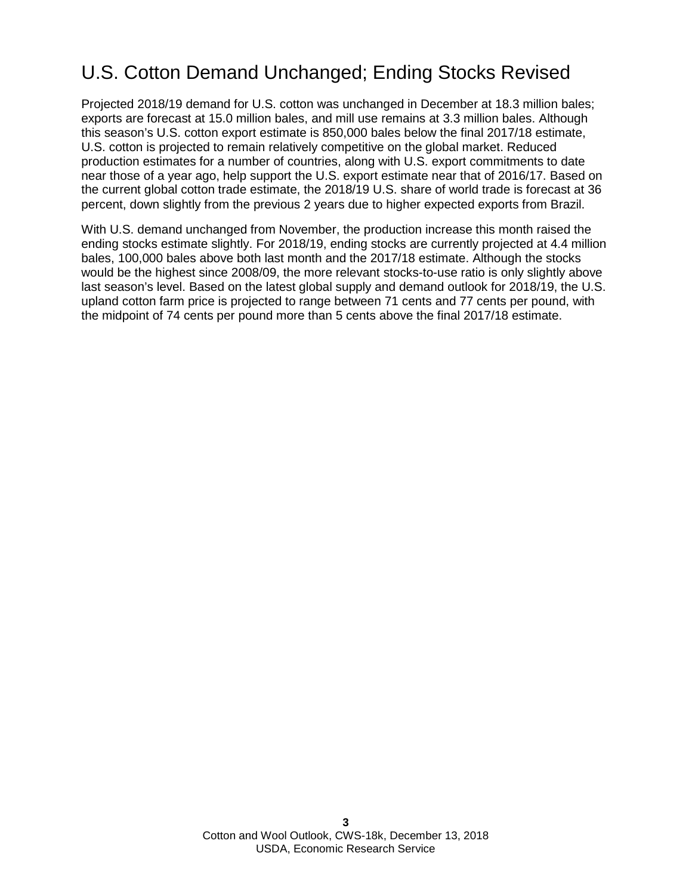# U.S. Cotton Demand Unchanged; Ending Stocks Revised

Projected 2018/19 demand for U.S. cotton was unchanged in December at 18.3 million bales; exports are forecast at 15.0 million bales, and mill use remains at 3.3 million bales. Although this season's U.S. cotton export estimate is 850,000 bales below the final 2017/18 estimate, U.S. cotton is projected to remain relatively competitive on the global market. Reduced production estimates for a number of countries, along with U.S. export commitments to date near those of a year ago, help support the U.S. export estimate near that of 2016/17. Based on the current global cotton trade estimate, the 2018/19 U.S. share of world trade is forecast at 36 percent, down slightly from the previous 2 years due to higher expected exports from Brazil.

With U.S. demand unchanged from November, the production increase this month raised the ending stocks estimate slightly. For 2018/19, ending stocks are currently projected at 4.4 million bales, 100,000 bales above both last month and the 2017/18 estimate. Although the stocks would be the highest since 2008/09, the more relevant stocks-to-use ratio is only slightly above last season's level. Based on the latest global supply and demand outlook for 2018/19, the U.S. upland cotton farm price is projected to range between 71 cents and 77 cents per pound, with the midpoint of 74 cents per pound more than 5 cents above the final 2017/18 estimate.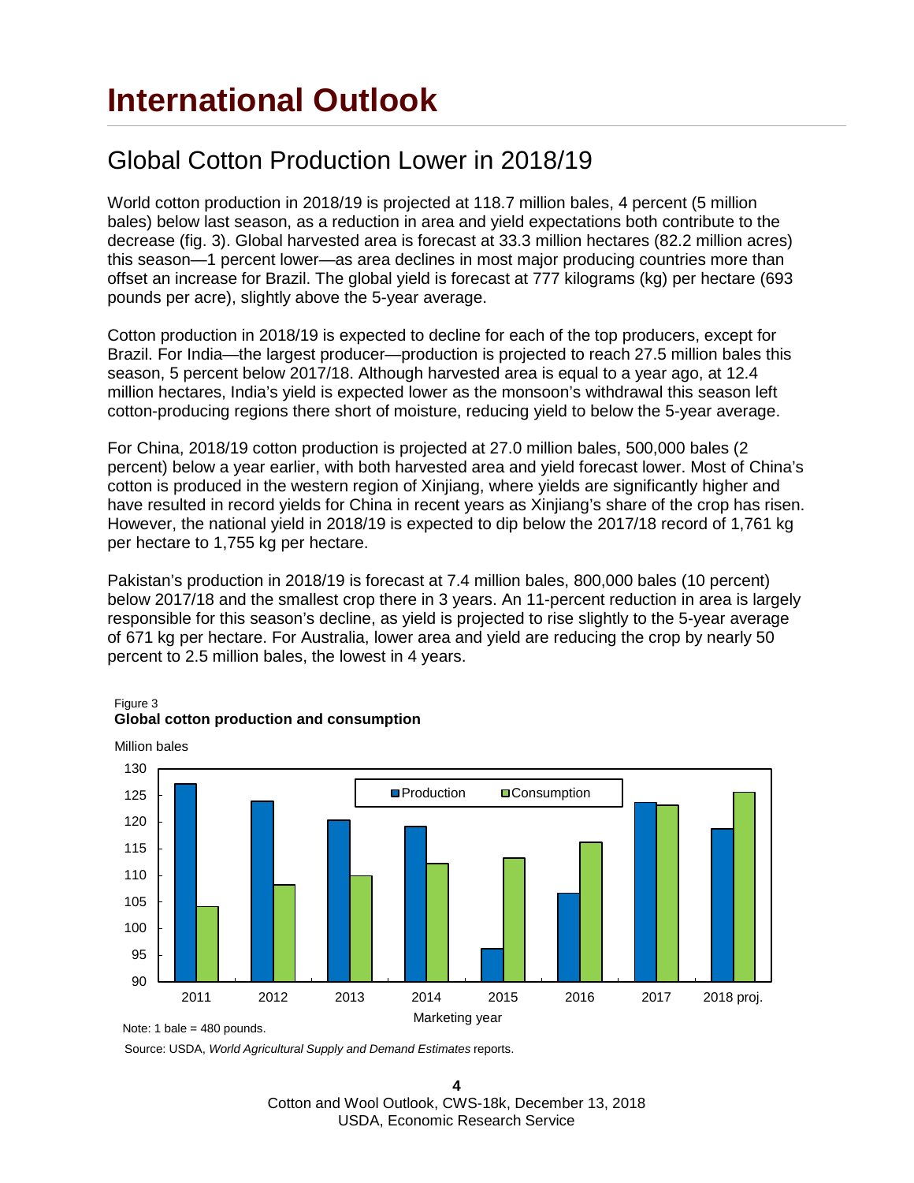# International Outlook

## Global Cotton Production Lower in 2018/19

World cotton production in 2018/19 is projected at 118.7 million bales, 4 percent (5 million bales) below last season, as a reduction in area and yield expectations both contribute to the decrease (fig. 3). Global harvested area is forecast at 33.3 million hectares (82.2 million acres) this season—1 percent lower—as area declines in most major producing countries more than offset an increase for Brazil. The global yield is forecast at 777 kilograms (kg) per hectare (693 pounds per acre), slightly above the 5-year average.

Cotton production in 2018/19 is expected to decline for each of the top producers, except for Brazil. For India—the largest producer—production is projected to reach 27.5 million bales this season, 5 percent below 2017/18. Although harvested area is equal to a year ago, at 12.4 million hectares, India's yield is expected lower as the monsoon's withdrawal this season left cotton-producing regions there short of moisture, reducing yield to below the 5-year average.

For China, 2018/19 cotton production is projected at 27.0 million bales, 500,000 bales (2 percent) below a year earlier, with both harvested area and yield forecast lower. Most of China's cotton is produced in the western region of Xinjiang, where yields are significantly higher and have resulted in record yields for China in recent years as Xinjiang's share of the crop has risen. However, the national yield in 2018/19 is expected to dip below the 2017/18 record of 1,761 kg per hectare to 1,755 kg per hectare.

Pakistan's production in 2018/19 is forecast at 7.4 million bales, 800,000 bales (10 percent) below 2017/18 and the smallest crop there in 3 years. An 11-percent reduction in area is largely responsible for this season's decline, as yield is projected to rise slightly to the 5-year average of 671 kg per hectare. For Australia, lower area and yield are reducing the crop by nearly 50 percent to 2.5 million bales, the lowest in 4 years.

Figure 3
**Global cotton production and consumption**

Million bales

| Marketing year | Production | Consumption |
|---|---|---|
| 2011 | ~127 | ~104 |
| 2012 | ~124 | ~108 |
| 2013 | ~120.5 | ~110 |
| 2014 | ~119 | ~112 |
| 2015 | ~96 | ~113 |
| 2016 | ~106.5 | ~116 |
| 2017 | ~123.5 | ~123 |
| 2018 proj. | ~118.7 | ~125.5 |

Note: 1 bale = 480 pounds.

Source: USDA, *World Agricultural Supply and Demand Estimates* reports.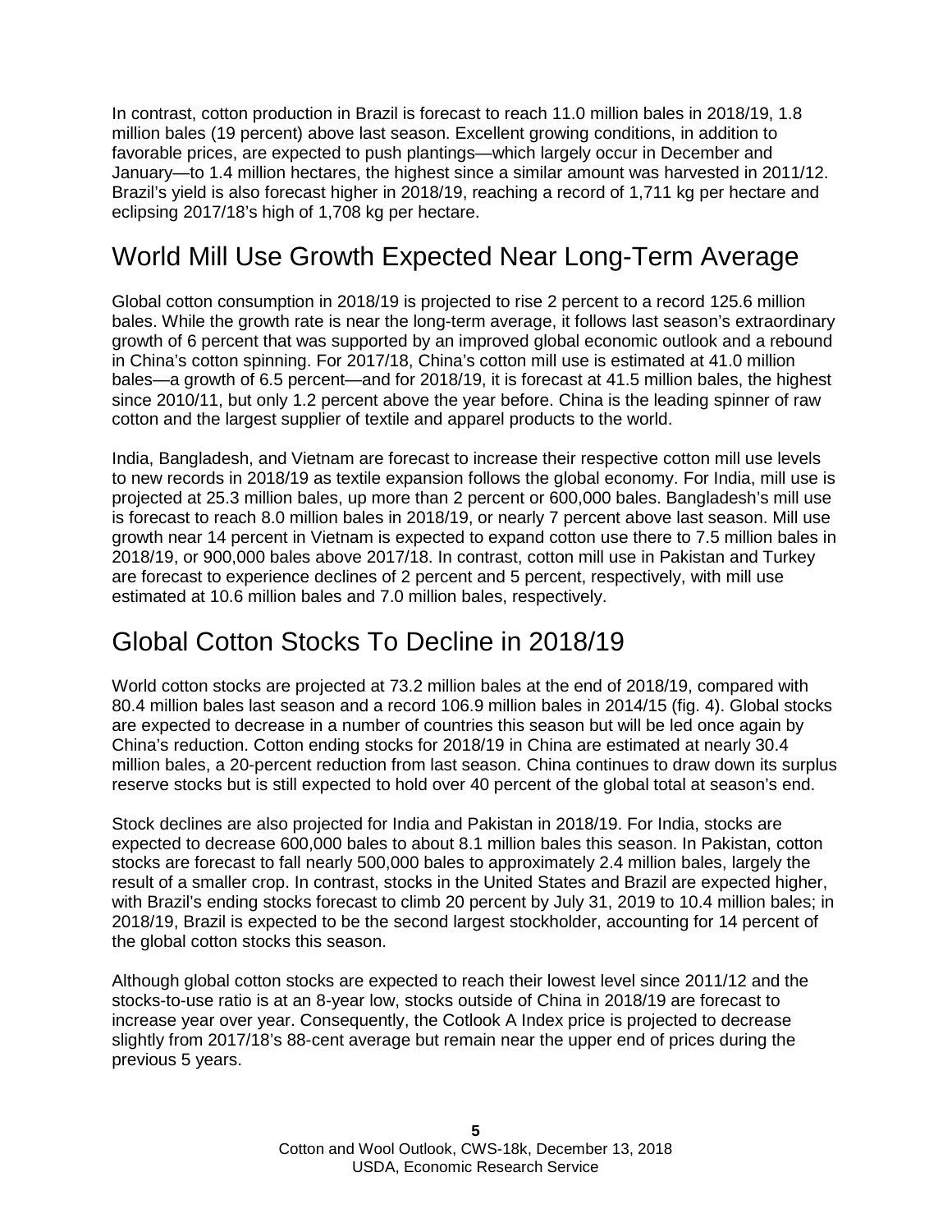In contrast, cotton production in Brazil is forecast to reach 11.0 million bales in 2018/19, 1.8 million bales (19 percent) above last season. Excellent growing conditions, in addition to favorable prices, are expected to push plantings—which largely occur in December and January—to 1.4 million hectares, the highest since a similar amount was harvested in 2011/12. Brazil's yield is also forecast higher in 2018/19, reaching a record of 1,711 kg per hectare and eclipsing 2017/18's high of 1,708 kg per hectare.

## World Mill Use Growth Expected Near Long-Term Average

Global cotton consumption in 2018/19 is projected to rise 2 percent to a record 125.6 million bales. While the growth rate is near the long-term average, it follows last season's extraordinary growth of 6 percent that was supported by an improved global economic outlook and a rebound in China's cotton spinning. For 2017/18, China's cotton mill use is estimated at 41.0 million bales—a growth of 6.5 percent—and for 2018/19, it is forecast at 41.5 million bales, the highest since 2010/11, but only 1.2 percent above the year before. China is the leading spinner of raw cotton and the largest supplier of textile and apparel products to the world.

India, Bangladesh, and Vietnam are forecast to increase their respective cotton mill use levels to new records in 2018/19 as textile expansion follows the global economy. For India, mill use is projected at 25.3 million bales, up more than 2 percent or 600,000 bales. Bangladesh's mill use is forecast to reach 8.0 million bales in 2018/19, or nearly 7 percent above last season. Mill use growth near 14 percent in Vietnam is expected to expand cotton use there to 7.5 million bales in 2018/19, or 900,000 bales above 2017/18. In contrast, cotton mill use in Pakistan and Turkey are forecast to experience declines of 2 percent and 5 percent, respectively, with mill use estimated at 10.6 million bales and 7.0 million bales, respectively.

## Global Cotton Stocks To Decline in 2018/19

World cotton stocks are projected at 73.2 million bales at the end of 2018/19, compared with 80.4 million bales last season and a record 106.9 million bales in 2014/15 (fig. 4). Global stocks are expected to decrease in a number of countries this season but will be led once again by China's reduction. Cotton ending stocks for 2018/19 in China are estimated at nearly 30.4 million bales, a 20-percent reduction from last season. China continues to draw down its surplus reserve stocks but is still expected to hold over 40 percent of the global total at season's end.

Stock declines are also projected for India and Pakistan in 2018/19. For India, stocks are expected to decrease 600,000 bales to about 8.1 million bales this season. In Pakistan, cotton stocks are forecast to fall nearly 500,000 bales to approximately 2.4 million bales, largely the result of a smaller crop. In contrast, stocks in the United States and Brazil are expected higher, with Brazil's ending stocks forecast to climb 20 percent by July 31, 2019 to 10.4 million bales; in 2018/19, Brazil is expected to be the second largest stockholder, accounting for 14 percent of the global cotton stocks this season.

Although global cotton stocks are expected to reach their lowest level since 2011/12 and the stocks-to-use ratio is at an 8-year low, stocks outside of China in 2018/19 are forecast to increase year over year. Consequently, the Cotlook A Index price is projected to decrease slightly from 2017/18's 88-cent average but remain near the upper end of prices during the previous 5 years.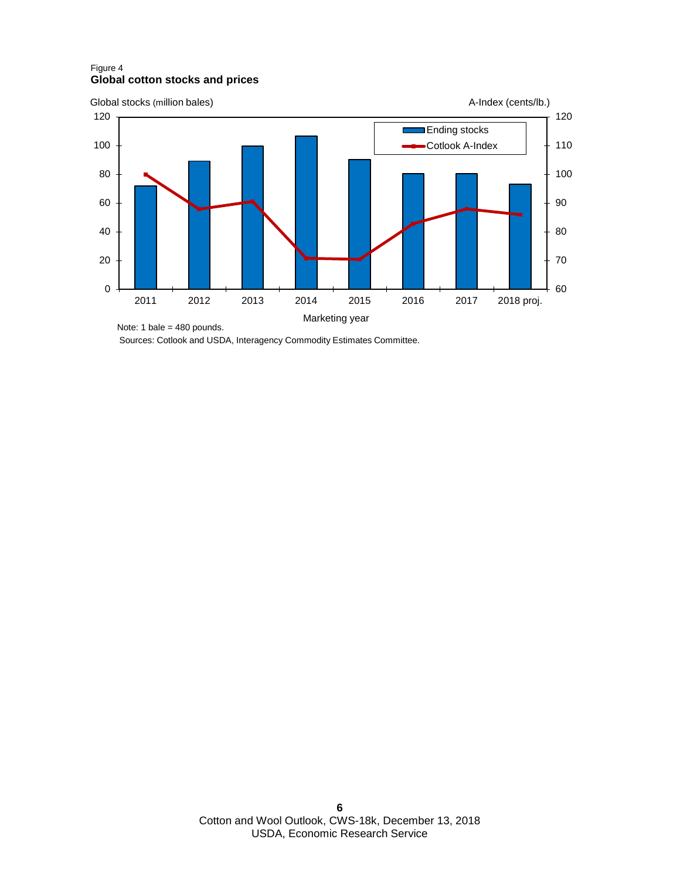Figure 4

**Global cotton stocks and prices**

Global stocks (million bales)

A-Index (cents/lb.)

Ending stocks

Cotlook A-Index

Marketing year

2011 2012 2013 2014 2015 2016 2017 2018 proj.

Note: 1 bale = 480 pounds.

Sources: Cotlook and USDA, Interagency Commodity Estimates Committee.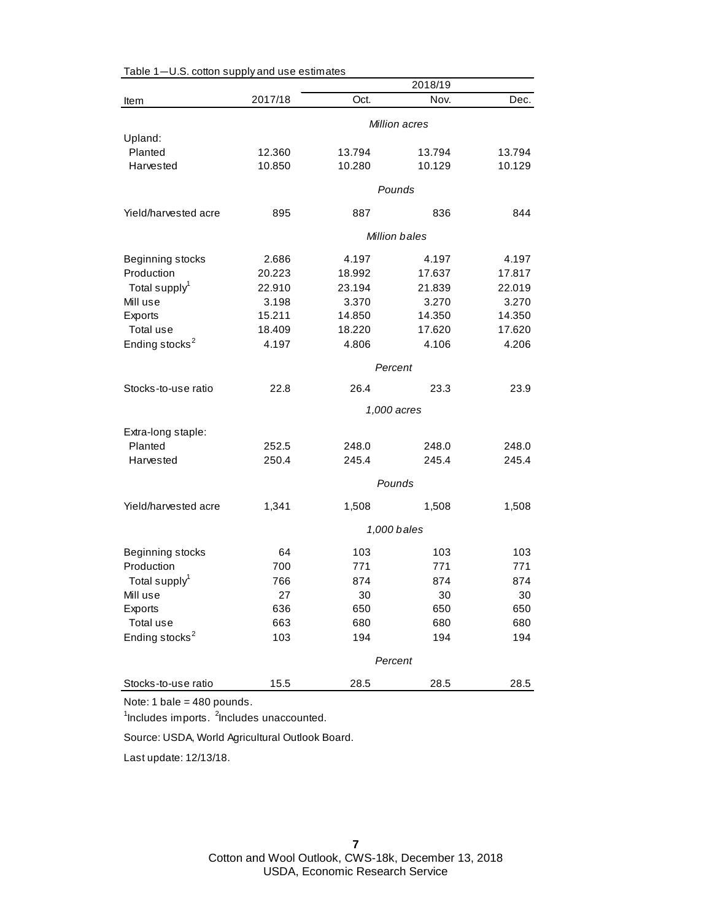Table 1—U.S. cotton supply and use estimates

| Item | 2017/18 | 2018/19 Oct. | 2018/19 Nov. | 2018/19 Dec. |
|---|---|---|---|---|
| | | *Million acres* | | |
| Upland: | | | | |
| Planted | 12.360 | 13.794 | 13.794 | 13.794 |
| Harvested | 10.850 | 10.280 | 10.129 | 10.129 |
| | | *Pounds* | | |
| Yield/harvested acre | 895 | 887 | 836 | 844 |
| | | *Million bales* | | |
| Beginning stocks | 2.686 | 4.197 | 4.197 | 4.197 |
| Production | 20.223 | 18.992 | 17.637 | 17.817 |
| Total supply[1] | 22.910 | 23.194 | 21.839 | 22.019 |
| Mill use | 3.198 | 3.370 | 3.270 | 3.270 |
| Exports | 15.211 | 14.850 | 14.350 | 14.350 |
| Total use | 18.409 | 18.220 | 17.620 | 17.620 |
| Ending stocks[2] | 4.197 | 4.806 | 4.106 | 4.206 |
| | | *Percent* | | |
| Stocks-to-use ratio | 22.8 | 26.4 | 23.3 | 23.9 |
| | | *1,000 acres* | | |
| Extra-long staple: | | | | |
| Planted | 252.5 | 248.0 | 248.0 | 248.0 |
| Harvested | 250.4 | 245.4 | 245.4 | 245.4 |
| | | *Pounds* | | |
| Yield/harvested acre | 1,341 | 1,508 | 1,508 | 1,508 |
| | | *1,000 bales* | | |
| Beginning stocks | 64 | 103 | 103 | 103 |
| Production | 700 | 771 | 771 | 771 |
| Total supply[1] | 766 | 874 | 874 | 874 |
| Mill use | 27 | 30 | 30 | 30 |
| Exports | 636 | 650 | 650 | 650 |
| Total use | 663 | 680 | 680 | 680 |
| Ending stocks[2] | 103 | 194 | 194 | 194 |
| | | *Percent* | | |
| Stocks-to-use ratio | 15.5 | 28.5 | 28.5 | 28.5 |

Note: 1 bale = 480 pounds.

[1]Includes imports. [2]Includes unaccounted.

Source: USDA, World Agricultural Outlook Board.

Last update: 12/13/18.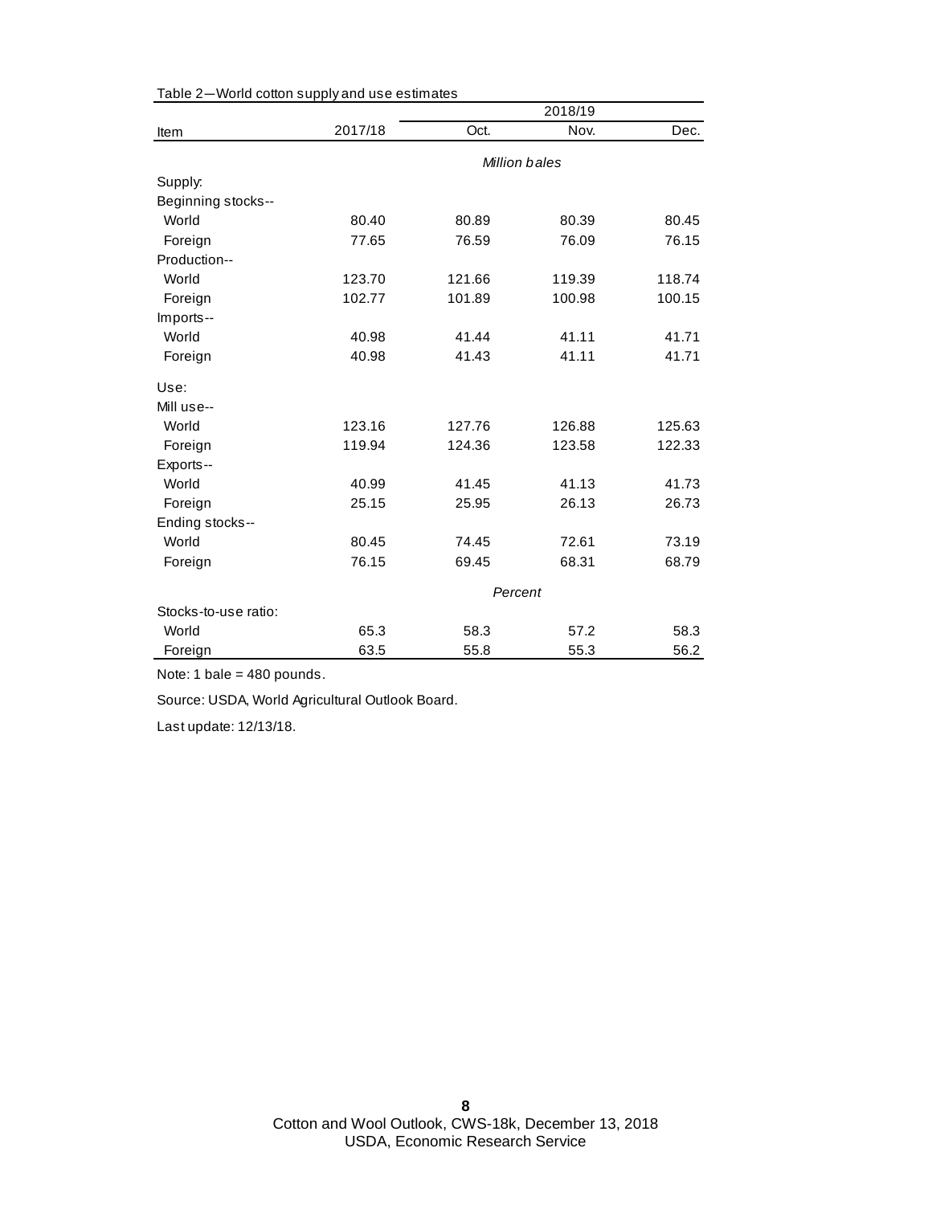Table 2—World cotton supply and use estimates

| Item | 2017/18 | 2018/19 | | |
|---|---|---|---|---|
| | | Oct. | Nov. | Dec. |
| | *Million bales* | | | |
| Supply: | | | | |
| Beginning stocks-- | | | | |
| World | 80.40 | 80.89 | 80.39 | 80.45 |
| Foreign | 77.65 | 76.59 | 76.09 | 76.15 |
| Production-- | | | | |
| World | 123.70 | 121.66 | 119.39 | 118.74 |
| Foreign | 102.77 | 101.89 | 100.98 | 100.15 |
| Imports-- | | | | |
| World | 40.98 | 41.44 | 41.11 | 41.71 |
| Foreign | 40.98 | 41.43 | 41.11 | 41.71 |
| Use: | | | | |
| Mill use-- | | | | |
| World | 123.16 | 127.76 | 126.88 | 125.63 |
| Foreign | 119.94 | 124.36 | 123.58 | 122.33 |
| Exports-- | | | | |
| World | 40.99 | 41.45 | 41.13 | 41.73 |
| Foreign | 25.15 | 25.95 | 26.13 | 26.73 |
| Ending stocks-- | | | | |
| World | 80.45 | 74.45 | 72.61 | 73.19 |
| Foreign | 76.15 | 69.45 | 68.31 | 68.79 |
| | *Percent* | | | |
| Stocks-to-use ratio: | | | | |
| World | 65.3 | 58.3 | 57.2 | 58.3 |
| Foreign | 63.5 | 55.8 | 55.3 | 56.2 |

Note: 1 bale = 480 pounds.

Source: USDA, World Agricultural Outlook Board.

Last update: 12/13/18.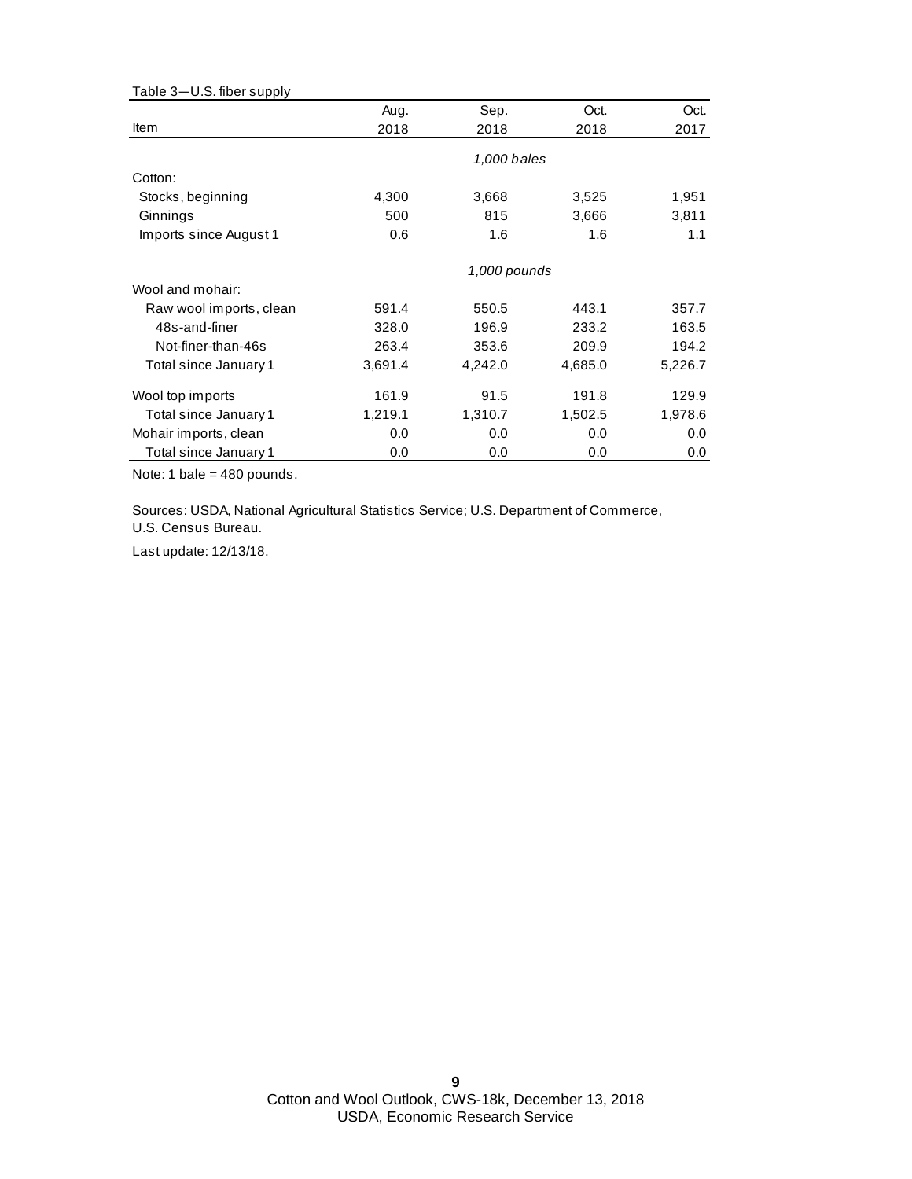Table 3—U.S. fiber supply

| Item | Aug. 2018 | Sep. 2018 | Oct. 2018 | Oct. 2017 |
|---|---|---|---|---|
| | | *1,000 bales* | | |
| Cotton: | | | | |
| Stocks, beginning | 4,300 | 3,668 | 3,525 | 1,951 |
| Ginnings | 500 | 815 | 3,666 | 3,811 |
| Imports since August 1 | 0.6 | 1.6 | 1.6 | 1.1 |
| | | *1,000 pounds* | | |
| Wool and mohair: | | | | |
| Raw wool imports, clean | 591.4 | 550.5 | 443.1 | 357.7 |
| 48s-and-finer | 328.0 | 196.9 | 233.2 | 163.5 |
| Not-finer-than-46s | 263.4 | 353.6 | 209.9 | 194.2 |
| Total since January 1 | 3,691.4 | 4,242.0 | 4,685.0 | 5,226.7 |
| Wool top imports | 161.9 | 91.5 | 191.8 | 129.9 |
| Total since January 1 | 1,219.1 | 1,310.7 | 1,502.5 | 1,978.6 |
| Mohair imports, clean | 0.0 | 0.0 | 0.0 | 0.0 |
| Total since January 1 | 0.0 | 0.0 | 0.0 | 0.0 |

Note: 1 bale = 480 pounds.

Sources: USDA, National Agricultural Statistics Service; U.S. Department of Commerce, U.S. Census Bureau.

Last update: 12/13/18.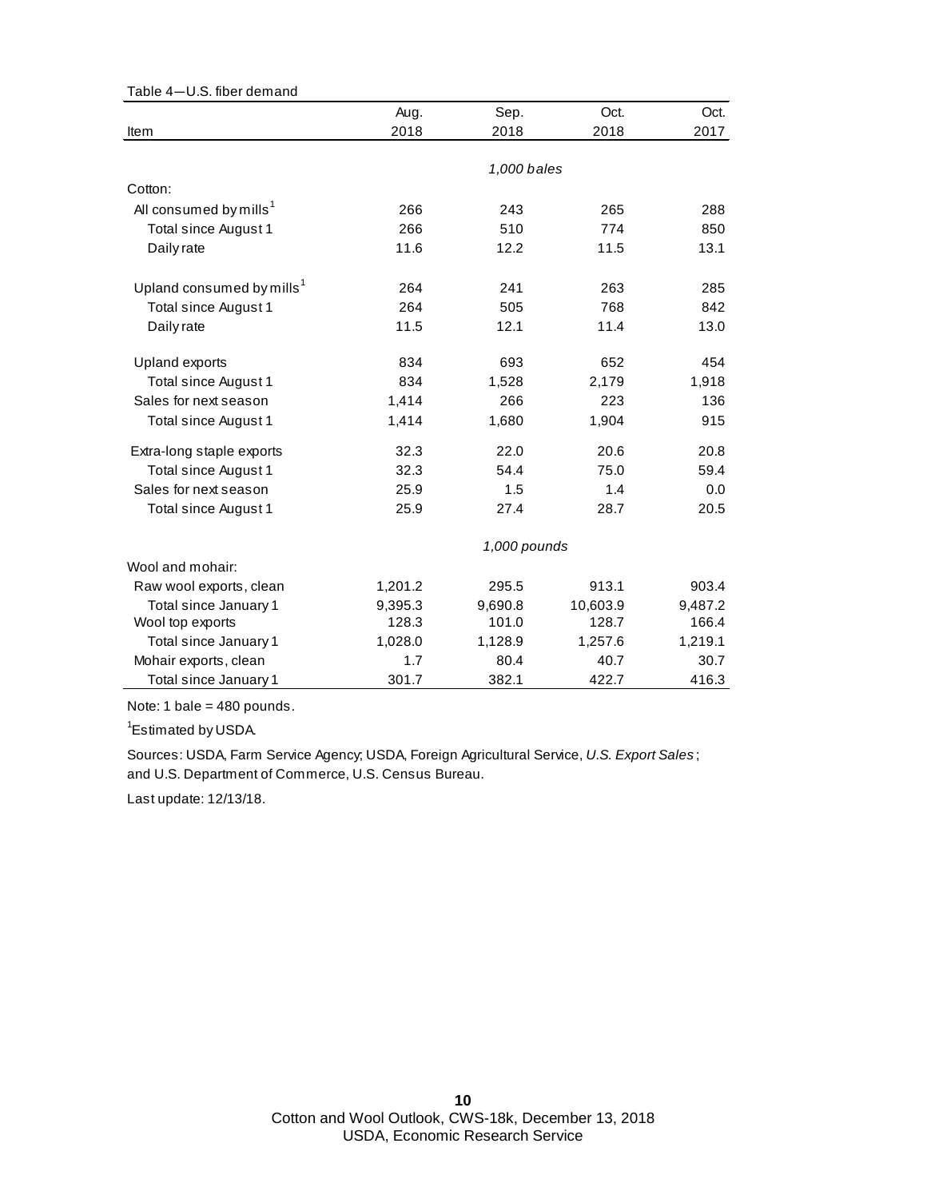Table 4—U.S. fiber demand

| Item | Aug. 2018 | Sep. 2018 | Oct. 2018 | Oct. 2017 |
|---|---|---|---|---|
| | | *1,000 bales* | | |
| Cotton: | | | | |
| All consumed by mills[1] | 266 | 243 | 265 | 288 |
| Total since August 1 | 266 | 510 | 774 | 850 |
| Daily rate | 11.6 | 12.2 | 11.5 | 13.1 |
| Upland consumed by mills[1] | 264 | 241 | 263 | 285 |
| Total since August 1 | 264 | 505 | 768 | 842 |
| Daily rate | 11.5 | 12.1 | 11.4 | 13.0 |
| Upland exports | 834 | 693 | 652 | 454 |
| Total since August 1 | 834 | 1,528 | 2,179 | 1,918 |
| Sales for next season | 1,414 | 266 | 223 | 136 |
| Total since August 1 | 1,414 | 1,680 | 1,904 | 915 |
| Extra-long staple exports | 32.3 | 22.0 | 20.6 | 20.8 |
| Total since August 1 | 32.3 | 54.4 | 75.0 | 59.4 |
| Sales for next season | 25.9 | 1.5 | 1.4 | 0.0 |
| Total since August 1 | 25.9 | 27.4 | 28.7 | 20.5 |
| | | *1,000 pounds* | | |
| Wool and mohair: | | | | |
| Raw wool exports, clean | 1,201.2 | 295.5 | 913.1 | 903.4 |
| Total since January 1 | 9,395.3 | 9,690.8 | 10,603.9 | 9,487.2 |
| Wool top exports | 128.3 | 101.0 | 128.7 | 166.4 |
| Total since January 1 | 1,028.0 | 1,128.9 | 1,257.6 | 1,219.1 |
| Mohair exports, clean | 1.7 | 80.4 | 40.7 | 30.7 |
| Total since January 1 | 301.7 | 382.1 | 422.7 | 416.3 |

Note: 1 bale = 480 pounds.

[1]Estimated by USDA.

Sources: USDA, Farm Service Agency; USDA, Foreign Agricultural Service, *U.S. Export Sales*; and U.S. Department of Commerce, U.S. Census Bureau.

Last update: 12/13/18.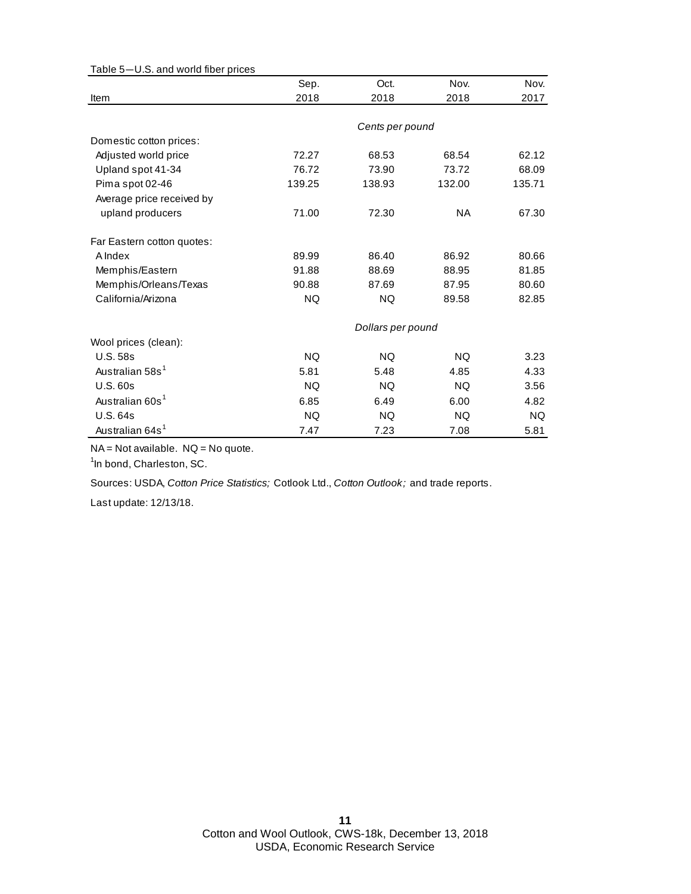Table 5—U.S. and world fiber prices

| Item | Sep. 2018 | Oct. 2018 | Nov. 2018 | Nov. 2017 |
|---|---|---|---|---|
| | *Cents per pound* | | | |
| Domestic cotton prices: | | | | |
| Adjusted world price | 72.27 | 68.53 | 68.54 | 62.12 |
| Upland spot 41-34 | 76.72 | 73.90 | 73.72 | 68.09 |
| Pima spot 02-46 | 139.25 | 138.93 | 132.00 | 135.71 |
| Average price received by upland producers | 71.00 | 72.30 | NA | 67.30 |
| Far Eastern cotton quotes: | | | | |
| A Index | 89.99 | 86.40 | 86.92 | 80.66 |
| Memphis/Eastern | 91.88 | 88.69 | 88.95 | 81.85 |
| Memphis/Orleans/Texas | 90.88 | 87.69 | 87.95 | 80.60 |
| California/Arizona | NQ | NQ | 89.58 | 82.85 |
| | *Dollars per pound* | | | |
| Wool prices (clean): | | | | |
| U.S. 58s | NQ | NQ | NQ | 3.23 |
| Australian 58s[1] | 5.81 | 5.48 | 4.85 | 4.33 |
| U.S. 60s | NQ | NQ | NQ | 3.56 |
| Australian 60s[1] | 6.85 | 6.49 | 6.00 | 4.82 |
| U.S. 64s | NQ | NQ | NQ | NQ |
| Australian 64s[1] | 7.47 | 7.23 | 7.08 | 5.81 |

NA = Not available. NQ = No quote.

[1]In bond, Charleston, SC.

Sources: USDA, *Cotton Price Statistics;* Cotlook Ltd., *Cotton Outlook;* and trade reports.

Last update: 12/13/18.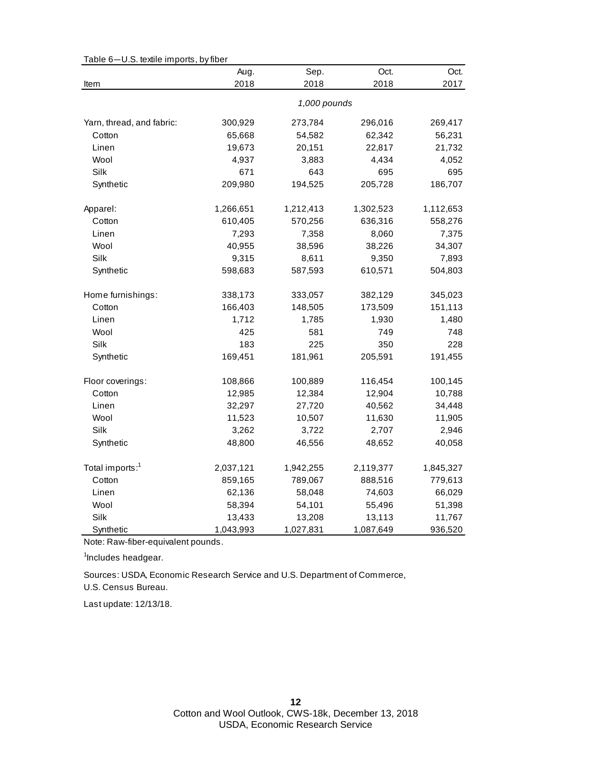Table 6—U.S. textile imports, by fiber

| Item | Aug. 2018 | Sep. 2018 | Oct. 2018 | Oct. 2017 |
|---|---|---|---|---|
| | | *1,000 pounds* | | |
| Yarn, thread, and fabric: | 300,929 | 273,784 | 296,016 | 269,417 |
| Cotton | 65,668 | 54,582 | 62,342 | 56,231 |
| Linen | 19,673 | 20,151 | 22,817 | 21,732 |
| Wool | 4,937 | 3,883 | 4,434 | 4,052 |
| Silk | 671 | 643 | 695 | 695 |
| Synthetic | 209,980 | 194,525 | 205,728 | 186,707 |
| Apparel: | 1,266,651 | 1,212,413 | 1,302,523 | 1,112,653 |
| Cotton | 610,405 | 570,256 | 636,316 | 558,276 |
| Linen | 7,293 | 7,358 | 8,060 | 7,375 |
| Wool | 40,955 | 38,596 | 38,226 | 34,307 |
| Silk | 9,315 | 8,611 | 9,350 | 7,893 |
| Synthetic | 598,683 | 587,593 | 610,571 | 504,803 |
| Home furnishings: | 338,173 | 333,057 | 382,129 | 345,023 |
| Cotton | 166,403 | 148,505 | 173,509 | 151,113 |
| Linen | 1,712 | 1,785 | 1,930 | 1,480 |
| Wool | 425 | 581 | 749 | 748 |
| Silk | 183 | 225 | 350 | 228 |
| Synthetic | 169,451 | 181,961 | 205,591 | 191,455 |
| Floor coverings: | 108,866 | 100,889 | 116,454 | 100,145 |
| Cotton | 12,985 | 12,384 | 12,904 | 10,788 |
| Linen | 32,297 | 27,720 | 40,562 | 34,448 |
| Wool | 11,523 | 10,507 | 11,630 | 11,905 |
| Silk | 3,262 | 3,722 | 2,707 | 2,946 |
| Synthetic | 48,800 | 46,556 | 48,652 | 40,058 |
| Total imports:[1] | 2,037,121 | 1,942,255 | 2,119,377 | 1,845,327 |
| Cotton | 859,165 | 789,067 | 888,516 | 779,613 |
| Linen | 62,136 | 58,048 | 74,603 | 66,029 |
| Wool | 58,394 | 54,101 | 55,496 | 51,398 |
| Silk | 13,433 | 13,208 | 13,113 | 11,767 |
| Synthetic | 1,043,993 | 1,027,831 | 1,087,649 | 936,520 |

Note: Raw-fiber-equivalent pounds.

[1]Includes headgear.

Sources: USDA, Economic Research Service and U.S. Department of Commerce, U.S. Census Bureau.

Last update: 12/13/18.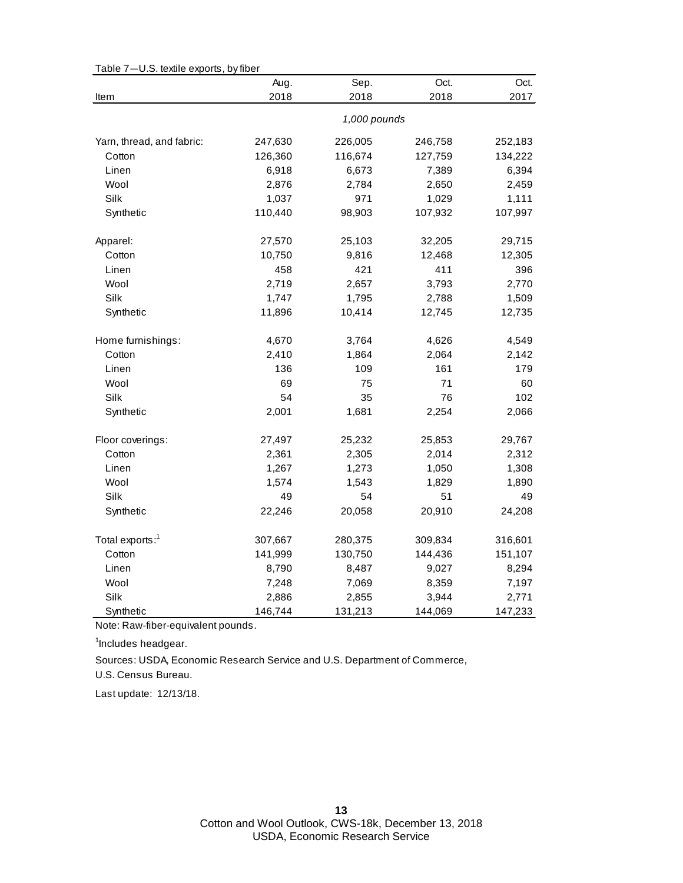Table 7—U.S. textile exports, by fiber

| Item | Aug. 2018 | Sep. 2018 | Oct. 2018 | Oct. 2017 |
|---|---|---|---|---|
| | *1,000 pounds* | | | |
| Yarn, thread, and fabric: | 247,630 | 226,005 | 246,758 | 252,183 |
| Cotton | 126,360 | 116,674 | 127,759 | 134,222 |
| Linen | 6,918 | 6,673 | 7,389 | 6,394 |
| Wool | 2,876 | 2,784 | 2,650 | 2,459 |
| Silk | 1,037 | 971 | 1,029 | 1,111 |
| Synthetic | 110,440 | 98,903 | 107,932 | 107,997 |
| Apparel: | 27,570 | 25,103 | 32,205 | 29,715 |
| Cotton | 10,750 | 9,816 | 12,468 | 12,305 |
| Linen | 458 | 421 | 411 | 396 |
| Wool | 2,719 | 2,657 | 3,793 | 2,770 |
| Silk | 1,747 | 1,795 | 2,788 | 1,509 |
| Synthetic | 11,896 | 10,414 | 12,745 | 12,735 |
| Home furnishings: | 4,670 | 3,764 | 4,626 | 4,549 |
| Cotton | 2,410 | 1,864 | 2,064 | 2,142 |
| Linen | 136 | 109 | 161 | 179 |
| Wool | 69 | 75 | 71 | 60 |
| Silk | 54 | 35 | 76 | 102 |
| Synthetic | 2,001 | 1,681 | 2,254 | 2,066 |
| Floor coverings: | 27,497 | 25,232 | 25,853 | 29,767 |
| Cotton | 2,361 | 2,305 | 2,014 | 2,312 |
| Linen | 1,267 | 1,273 | 1,050 | 1,308 |
| Wool | 1,574 | 1,543 | 1,829 | 1,890 |
| Silk | 49 | 54 | 51 | 49 |
| Synthetic | 22,246 | 20,058 | 20,910 | 24,208 |
| Total exports:[1] | 307,667 | 280,375 | 309,834 | 316,601 |
| Cotton | 141,999 | 130,750 | 144,436 | 151,107 |
| Linen | 8,790 | 8,487 | 9,027 | 8,294 |
| Wool | 7,248 | 7,069 | 8,359 | 7,197 |
| Silk | 2,886 | 2,855 | 3,944 | 2,771 |
| Synthetic | 146,744 | 131,213 | 144,069 | 147,233 |

Note: Raw-fiber-equivalent pounds.

[1]Includes headgear.

Sources: USDA, Economic Research Service and U.S. Department of Commerce, U.S. Census Bureau.

Last update: 12/13/18.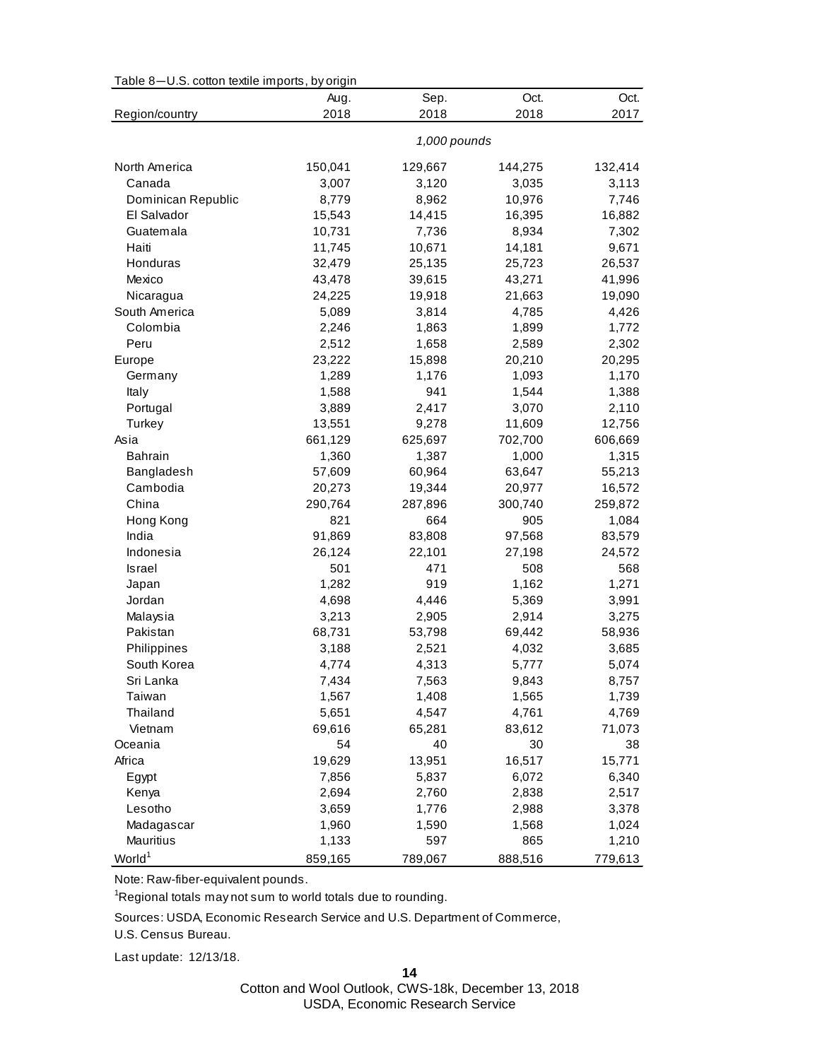Table 8—U.S. cotton textile imports, by origin

| Region/country | Aug. 2018 | Sep. 2018 | Oct. 2018 | Oct. 2017 |
|---|---|---|---|---|
| | *1,000 pounds* | | | |
| North America | 150,041 | 129,667 | 144,275 | 132,414 |
| Canada | 3,007 | 3,120 | 3,035 | 3,113 |
| Dominican Republic | 8,779 | 8,962 | 10,976 | 7,746 |
| El Salvador | 15,543 | 14,415 | 16,395 | 16,882 |
| Guatemala | 10,731 | 7,736 | 8,934 | 7,302 |
| Haiti | 11,745 | 10,671 | 14,181 | 9,671 |
| Honduras | 32,479 | 25,135 | 25,723 | 26,537 |
| Mexico | 43,478 | 39,615 | 43,271 | 41,996 |
| Nicaragua | 24,225 | 19,918 | 21,663 | 19,090 |
| South America | 5,089 | 3,814 | 4,785 | 4,426 |
| Colombia | 2,246 | 1,863 | 1,899 | 1,772 |
| Peru | 2,512 | 1,658 | 2,589 | 2,302 |
| Europe | 23,222 | 15,898 | 20,210 | 20,295 |
| Germany | 1,289 | 1,176 | 1,093 | 1,170 |
| Italy | 1,588 | 941 | 1,544 | 1,388 |
| Portugal | 3,889 | 2,417 | 3,070 | 2,110 |
| Turkey | 13,551 | 9,278 | 11,609 | 12,756 |
| Asia | 661,129 | 625,697 | 702,700 | 606,669 |
| Bahrain | 1,360 | 1,387 | 1,000 | 1,315 |
| Bangladesh | 57,609 | 60,964 | 63,647 | 55,213 |
| Cambodia | 20,273 | 19,344 | 20,977 | 16,572 |
| China | 290,764 | 287,896 | 300,740 | 259,872 |
| Hong Kong | 821 | 664 | 905 | 1,084 |
| India | 91,869 | 83,808 | 97,568 | 83,579 |
| Indonesia | 26,124 | 22,101 | 27,198 | 24,572 |
| Israel | 501 | 471 | 508 | 568 |
| Japan | 1,282 | 919 | 1,162 | 1,271 |
| Jordan | 4,698 | 4,446 | 5,369 | 3,991 |
| Malaysia | 3,213 | 2,905 | 2,914 | 3,275 |
| Pakistan | 68,731 | 53,798 | 69,442 | 58,936 |
| Philippines | 3,188 | 2,521 | 4,032 | 3,685 |
| South Korea | 4,774 | 4,313 | 5,777 | 5,074 |
| Sri Lanka | 7,434 | 7,563 | 9,843 | 8,757 |
| Taiwan | 1,567 | 1,408 | 1,565 | 1,739 |
| Thailand | 5,651 | 4,547 | 4,761 | 4,769 |
| Vietnam | 69,616 | 65,281 | 83,612 | 71,073 |
| Oceania | 54 | 40 | 30 | 38 |
| Africa | 19,629 | 13,951 | 16,517 | 15,771 |
| Egypt | 7,856 | 5,837 | 6,072 | 6,340 |
| Kenya | 2,694 | 2,760 | 2,838 | 2,517 |
| Lesotho | 3,659 | 1,776 | 2,988 | 3,378 |
| Madagascar | 1,960 | 1,590 | 1,568 | 1,024 |
| Mauritius | 1,133 | 597 | 865 | 1,210 |
| World[1] | 859,165 | 789,067 | 888,516 | 779,613 |

Note: Raw-fiber-equivalent pounds.

[1]Regional totals may not sum to world totals due to rounding.

Sources: USDA, Economic Research Service and U.S. Department of Commerce, U.S. Census Bureau.

Last update: 12/13/18.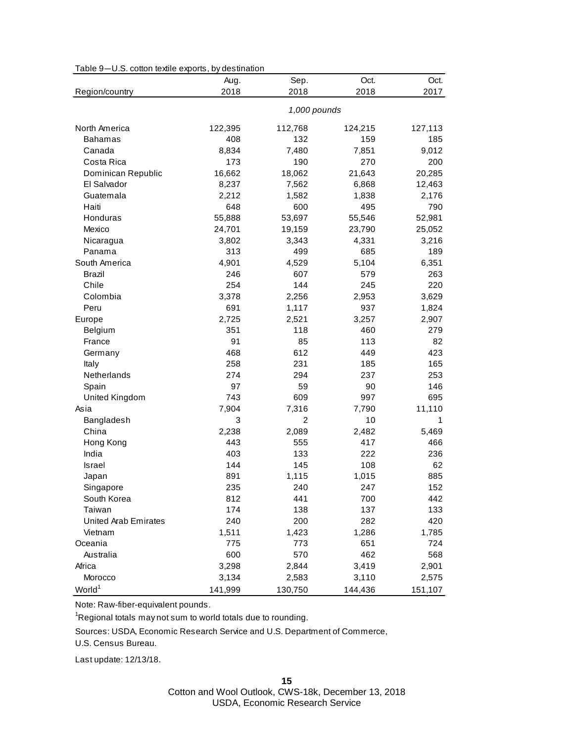Table 9—U.S. cotton textile exports, by destination

| Region/country | Aug. 2018 | Sep. 2018 | Oct. 2018 | Oct. 2017 |
|---|---|---|---|---|
| | *1,000 pounds* | | | |
| North America | 122,395 | 112,768 | 124,215 | 127,113 |
| Bahamas | 408 | 132 | 159 | 185 |
| Canada | 8,834 | 7,480 | 7,851 | 9,012 |
| Costa Rica | 173 | 190 | 270 | 200 |
| Dominican Republic | 16,662 | 18,062 | 21,643 | 20,285 |
| El Salvador | 8,237 | 7,562 | 6,868 | 12,463 |
| Guatemala | 2,212 | 1,582 | 1,838 | 2,176 |
| Haiti | 648 | 600 | 495 | 790 |
| Honduras | 55,888 | 53,697 | 55,546 | 52,981 |
| Mexico | 24,701 | 19,159 | 23,790 | 25,052 |
| Nicaragua | 3,802 | 3,343 | 4,331 | 3,216 |
| Panama | 313 | 499 | 685 | 189 |
| South America | 4,901 | 4,529 | 5,104 | 6,351 |
| Brazil | 246 | 607 | 579 | 263 |
| Chile | 254 | 144 | 245 | 220 |
| Colombia | 3,378 | 2,256 | 2,953 | 3,629 |
| Peru | 691 | 1,117 | 937 | 1,824 |
| Europe | 2,725 | 2,521 | 3,257 | 2,907 |
| Belgium | 351 | 118 | 460 | 279 |
| France | 91 | 85 | 113 | 82 |
| Germany | 468 | 612 | 449 | 423 |
| Italy | 258 | 231 | 185 | 165 |
| Netherlands | 274 | 294 | 237 | 253 |
| Spain | 97 | 59 | 90 | 146 |
| United Kingdom | 743 | 609 | 997 | 695 |
| Asia | 7,904 | 7,316 | 7,790 | 11,110 |
| Bangladesh | 3 | 2 | 10 | 1 |
| China | 2,238 | 2,089 | 2,482 | 5,469 |
| Hong Kong | 443 | 555 | 417 | 466 |
| India | 403 | 133 | 222 | 236 |
| Israel | 144 | 145 | 108 | 62 |
| Japan | 891 | 1,115 | 1,015 | 885 |
| Singapore | 235 | 240 | 247 | 152 |
| South Korea | 812 | 441 | 700 | 442 |
| Taiwan | 174 | 138 | 137 | 133 |
| United Arab Emirates | 240 | 200 | 282 | 420 |
| Vietnam | 1,511 | 1,423 | 1,286 | 1,785 |
| Oceania | 775 | 773 | 651 | 724 |
| Australia | 600 | 570 | 462 | 568 |
| Africa | 3,298 | 2,844 | 3,419 | 2,901 |
| Morocco | 3,134 | 2,583 | 3,110 | 2,575 |
| World[1] | 141,999 | 130,750 | 144,436 | 151,107 |

Note: Raw-fiber-equivalent pounds.

[1]Regional totals may not sum to world totals due to rounding.

Sources: USDA, Economic Research Service and U.S. Department of Commerce, U.S. Census Bureau.

Last update: 12/13/18.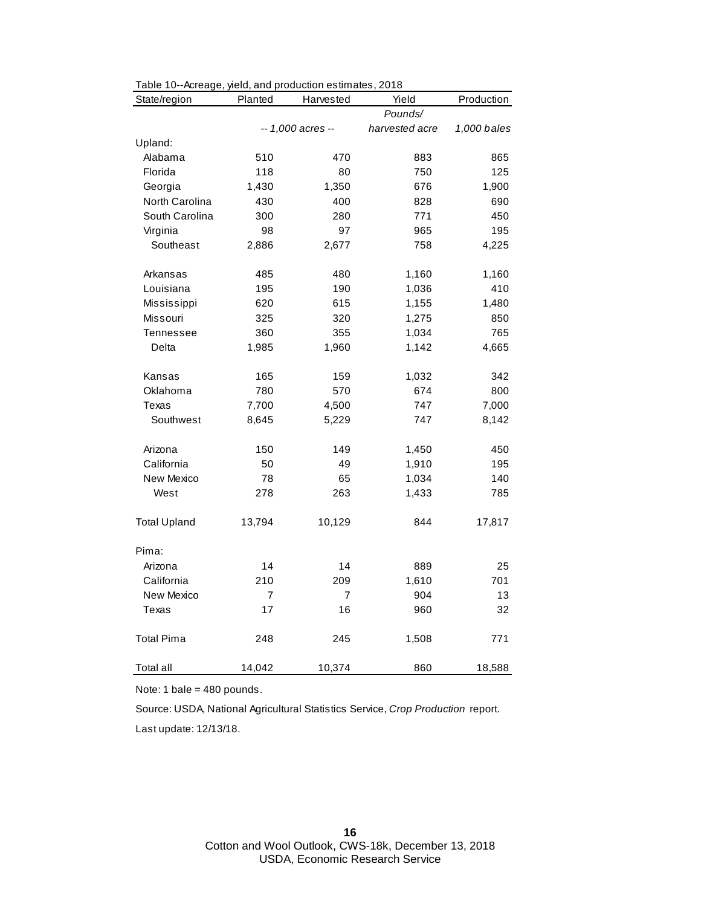Table 10--Acreage, yield, and production estimates, 2018

| State/region | Planted | Harvested | Yield | Production |
|---|---|---|---|---|
| | | | *Pounds/* | |
| | *-- 1,000 acres --* | | *harvested acre* | *1,000 bales* |
| Upland: | | | | |
| Alabama | 510 | 470 | 883 | 865 |
| Florida | 118 | 80 | 750 | 125 |
| Georgia | 1,430 | 1,350 | 676 | 1,900 |
| North Carolina | 430 | 400 | 828 | 690 |
| South Carolina | 300 | 280 | 771 | 450 |
| Virginia | 98 | 97 | 965 | 195 |
| Southeast | 2,886 | 2,677 | 758 | 4,225 |
| | | | | |
| Arkansas | 485 | 480 | 1,160 | 1,160 |
| Louisiana | 195 | 190 | 1,036 | 410 |
| Mississippi | 620 | 615 | 1,155 | 1,480 |
| Missouri | 325 | 320 | 1,275 | 850 |
| Tennessee | 360 | 355 | 1,034 | 765 |
| Delta | 1,985 | 1,960 | 1,142 | 4,665 |
| | | | | |
| Kansas | 165 | 159 | 1,032 | 342 |
| Oklahoma | 780 | 570 | 674 | 800 |
| Texas | 7,700 | 4,500 | 747 | 7,000 |
| Southwest | 8,645 | 5,229 | 747 | 8,142 |
| | | | | |
| Arizona | 150 | 149 | 1,450 | 450 |
| California | 50 | 49 | 1,910 | 195 |
| New Mexico | 78 | 65 | 1,034 | 140 |
| West | 278 | 263 | 1,433 | 785 |
| | | | | |
| Total Upland | 13,794 | 10,129 | 844 | 17,817 |
| | | | | |
| Pima: | | | | |
| Arizona | 14 | 14 | 889 | 25 |
| California | 210 | 209 | 1,610 | 701 |
| New Mexico | 7 | 7 | 904 | 13 |
| Texas | 17 | 16 | 960 | 32 |
| | | | | |
| Total Pima | 248 | 245 | 1,508 | 771 |
| | | | | |
| Total all | 14,042 | 10,374 | 860 | 18,588 |

Note: 1 bale = 480 pounds.

Source: USDA, National Agricultural Statistics Service, *Crop Production* report.

Last update: 12/13/18.